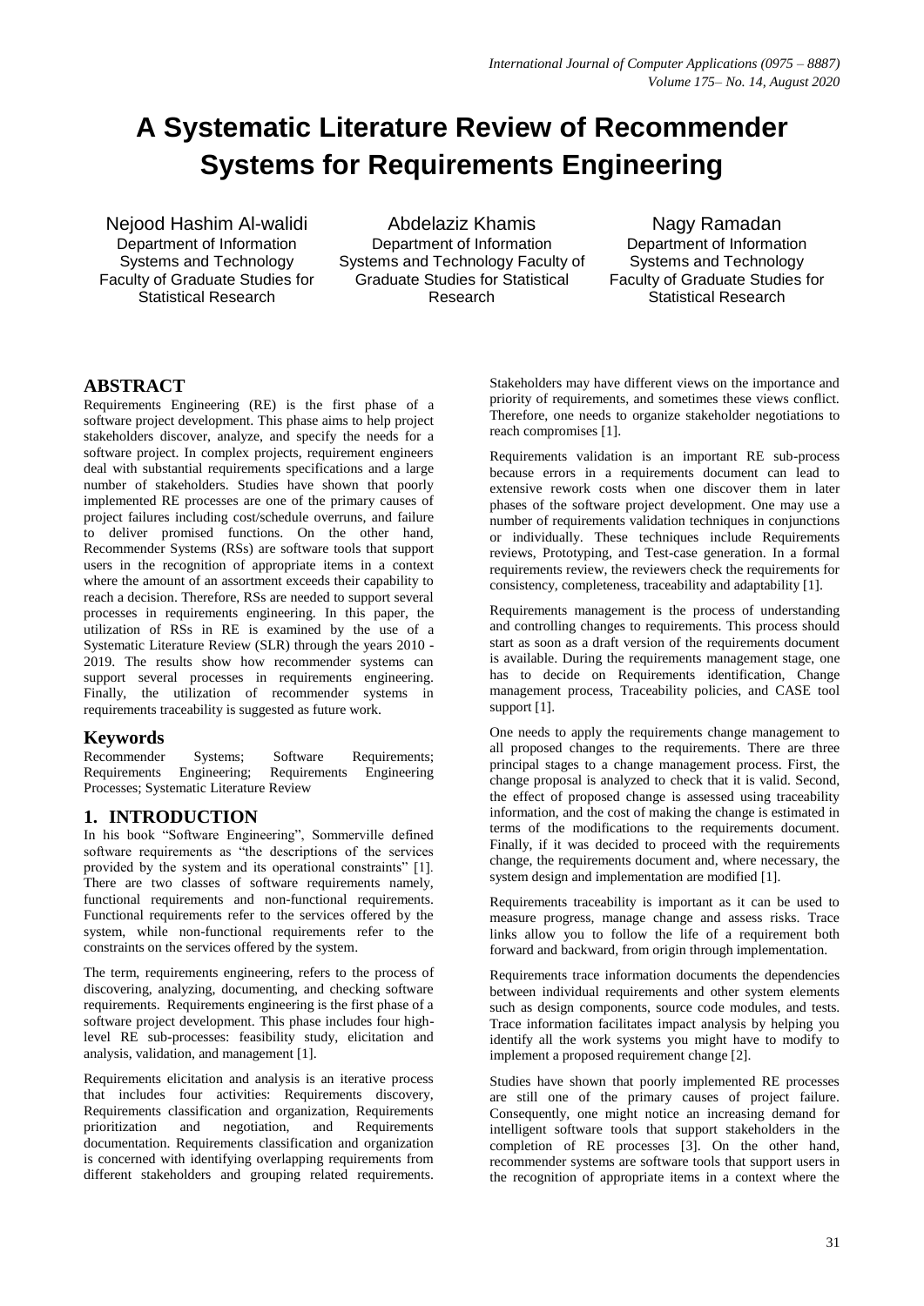# A Systematic Literature Review of Recommender Systems for Requirements Engineering

Nejood Hashim Al-walidi
Department of Information Systems and Technology
Faculty of Graduate Studies for Statistical Research

Abdelaziz Khamis
Department of Information Systems and Technology Faculty of Graduate Studies for Statistical Research

Nagy Ramadan
Department of Information Systems and Technology
Faculty of Graduate Studies for Statistical Research

## ABSTRACT

Requirements Engineering (RE) is the first phase of a software project development. This phase aims to help project stakeholders discover, analyze, and specify the needs for a software project. In complex projects, requirement engineers deal with substantial requirements specifications and a large number of stakeholders. Studies have shown that poorly implemented RE processes are one of the primary causes of project failures including cost/schedule overruns, and failure to deliver promised functions. On the other hand, Recommender Systems (RSs) are software tools that support users in the recognition of appropriate items in a context where the amount of an assortment exceeds their capability to reach a decision. Therefore, RSs are needed to support several processes in requirements engineering. In this paper, the utilization of RSs in RE is examined by the use of a Systematic Literature Review (SLR) through the years 2010 - 2019. The results show how recommender systems can support several processes in requirements engineering. Finally, the utilization of recommender systems in requirements traceability is suggested as future work.

## Keywords

Recommender Systems; Software Requirements; Requirements Engineering; Requirements Engineering Processes; Systematic Literature Review

## 1. INTRODUCTION

In his book "Software Engineering", Sommerville defined software requirements as "the descriptions of the services provided by the system and its operational constraints" [1]. There are two classes of software requirements namely, functional requirements and non-functional requirements. Functional requirements refer to the services offered by the system, while non-functional requirements refer to the constraints on the services offered by the system.

The term, requirements engineering, refers to the process of discovering, analyzing, documenting, and checking software requirements. Requirements engineering is the first phase of a software project development. This phase includes four high-level RE sub-processes: feasibility study, elicitation and analysis, validation, and management [1].

Requirements elicitation and analysis is an iterative process that includes four activities: Requirements discovery, Requirements classification and organization, Requirements prioritization and negotiation, and Requirements documentation. Requirements classification and organization is concerned with identifying overlapping requirements from different stakeholders and grouping related requirements. Stakeholders may have different views on the importance and priority of requirements, and sometimes these views conflict. Therefore, one needs to organize stakeholder negotiations to reach compromises [1].

Requirements validation is an important RE sub-process because errors in a requirements document can lead to extensive rework costs when one discover them in later phases of the software project development. One may use a number of requirements validation techniques in conjunctions or individually. These techniques include Requirements reviews, Prototyping, and Test-case generation. In a formal requirements review, the reviewers check the requirements for consistency, completeness, traceability and adaptability [1].

Requirements management is the process of understanding and controlling changes to requirements. This process should start as soon as a draft version of the requirements document is available. During the requirements management stage, one has to decide on Requirements identification, Change management process, Traceability policies, and CASE tool support [1].

One needs to apply the requirements change management to all proposed changes to the requirements. There are three principal stages to a change management process. First, the change proposal is analyzed to check that it is valid. Second, the effect of proposed change is assessed using traceability information, and the cost of making the change is estimated in terms of the modifications to the requirements document. Finally, if it was decided to proceed with the requirements change, the requirements document and, where necessary, the system design and implementation are modified [1].

Requirements traceability is important as it can be used to measure progress, manage change and assess risks. Trace links allow you to follow the life of a requirement both forward and backward, from origin through implementation.

Requirements trace information documents the dependencies between individual requirements and other system elements such as design components, source code modules, and tests. Trace information facilitates impact analysis by helping you identify all the work systems you might have to modify to implement a proposed requirement change [2].

Studies have shown that poorly implemented RE processes are still one of the primary causes of project failure. Consequently, one might notice an increasing demand for intelligent software tools that support stakeholders in the completion of RE processes [3]. On the other hand, recommender systems are software tools that support users in the recognition of appropriate items in a context where the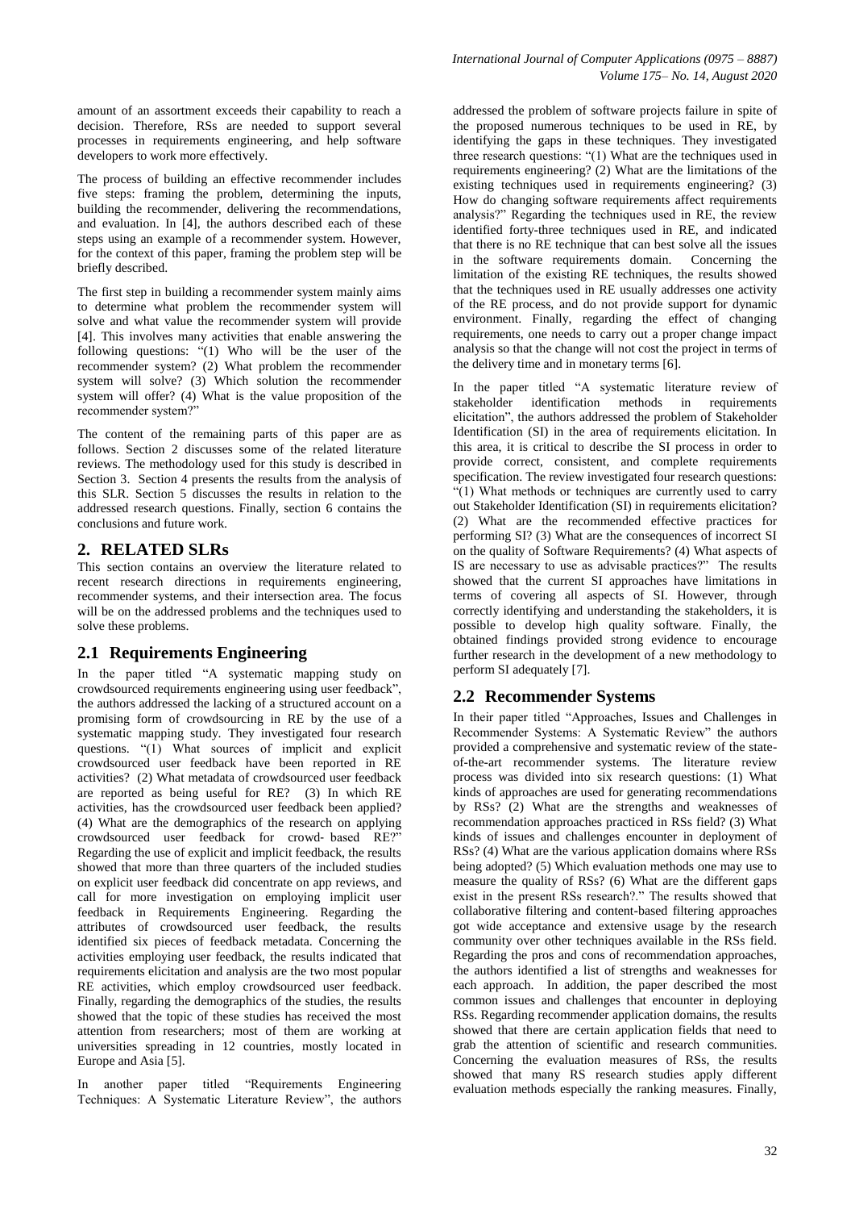amount of an assortment exceeds their capability to reach a decision. Therefore, RSs are needed to support several processes in requirements engineering, and help software developers to work more effectively.

The process of building an effective recommender includes five steps: framing the problem, determining the inputs, building the recommender, delivering the recommendations, and evaluation. In [4], the authors described each of these steps using an example of a recommender system. However, for the context of this paper, framing the problem step will be briefly described.

The first step in building a recommender system mainly aims to determine what problem the recommender system will solve and what value the recommender system will provide [4]. This involves many activities that enable answering the following questions: "(1) Who will be the user of the recommender system? (2) What problem the recommender system will solve? (3) Which solution the recommender system will offer? (4) What is the value proposition of the recommender system?"

The content of the remaining parts of this paper are as follows. Section 2 discusses some of the related literature reviews. The methodology used for this study is described in Section 3. Section 4 presents the results from the analysis of this SLR. Section 5 discusses the results in relation to the addressed research questions. Finally, section 6 contains the conclusions and future work.

## 2. RELATED SLRs

This section contains an overview the literature related to recent research directions in requirements engineering, recommender systems, and their intersection area. The focus will be on the addressed problems and the techniques used to solve these problems.

### 2.1 Requirements Engineering

In the paper titled "A systematic mapping study on crowdsourced requirements engineering using user feedback", the authors addressed the lacking of a structured account on a promising form of crowdsourcing in RE by the use of a systematic mapping study. They investigated four research questions. "(1) What sources of implicit and explicit crowdsourced user feedback have been reported in RE activities? (2) What metadata of crowdsourced user feedback are reported as being useful for RE? (3) In which RE activities, has the crowdsourced user feedback been applied? (4) What are the demographics of the research on applying crowdsourced user feedback for crowd- based RE?" Regarding the use of explicit and implicit feedback, the results showed that more than three quarters of the included studies on explicit user feedback did concentrate on app reviews, and call for more investigation on employing implicit user feedback in Requirements Engineering. Regarding the attributes of crowdsourced user feedback, the results identified six pieces of feedback metadata. Concerning the activities employing user feedback, the results indicated that requirements elicitation and analysis are the two most popular RE activities, which employ crowdsourced user feedback. Finally, regarding the demographics of the studies, the results showed that the topic of these studies has received the most attention from researchers; most of them are working at universities spreading in 12 countries, mostly located in Europe and Asia [5].

In another paper titled "Requirements Engineering Techniques: A Systematic Literature Review", the authors addressed the problem of software projects failure in spite of the proposed numerous techniques to be used in RE, by identifying the gaps in these techniques. They investigated three research questions: "(1) What are the techniques used in requirements engineering? (2) What are the limitations of the existing techniques used in requirements engineering? (3) How do changing software requirements affect requirements analysis?" Regarding the techniques used in RE, the review identified forty-three techniques used in RE, and indicated that there is no RE technique that can best solve all the issues in the software requirements domain. Concerning the limitation of the existing RE techniques, the results showed that the techniques used in RE usually addresses one activity of the RE process, and do not provide support for dynamic environment. Finally, regarding the effect of changing requirements, one needs to carry out a proper change impact analysis so that the change will not cost the project in terms of the delivery time and in monetary terms [6].

In the paper titled "A systematic literature review of stakeholder identification methods in requirements elicitation", the authors addressed the problem of Stakeholder Identification (SI) in the area of requirements elicitation. In this area, it is critical to describe the SI process in order to provide correct, consistent, and complete requirements specification. The review investigated four research questions: "(1) What methods or techniques are currently used to carry out Stakeholder Identification (SI) in requirements elicitation? (2) What are the recommended effective practices for performing SI? (3) What are the consequences of incorrect SI on the quality of Software Requirements? (4) What aspects of IS are necessary to use as advisable practices?" The results showed that the current SI approaches have limitations in terms of covering all aspects of SI. However, through correctly identifying and understanding the stakeholders, it is possible to develop high quality software. Finally, the obtained findings provided strong evidence to encourage further research in the development of a new methodology to perform SI adequately [7].

### 2.2 Recommender Systems

In their paper titled "Approaches, Issues and Challenges in Recommender Systems: A Systematic Review" the authors provided a comprehensive and systematic review of the state-of-the-art recommender systems. The literature review process was divided into six research questions: (1) What kinds of approaches are used for generating recommendations by RSs? (2) What are the strengths and weaknesses of recommendation approaches practiced in RSs field? (3) What kinds of issues and challenges encounter in deployment of RSs? (4) What are the various application domains where RSs being adopted? (5) Which evaluation methods one may use to measure the quality of RSs? (6) What are the different gaps exist in the present RSs research?." The results showed that collaborative filtering and content-based filtering approaches got wide acceptance and extensive usage by the research community over other techniques available in the RSs field. Regarding the pros and cons of recommendation approaches, the authors identified a list of strengths and weaknesses for each approach. In addition, the paper described the most common issues and challenges that encounter in deploying RSs. Regarding recommender application domains, the results showed that there are certain application fields that need to grab the attention of scientific and research communities. Concerning the evaluation measures of RSs, the results showed that many RS research studies apply different evaluation methods especially the ranking measures. Finally,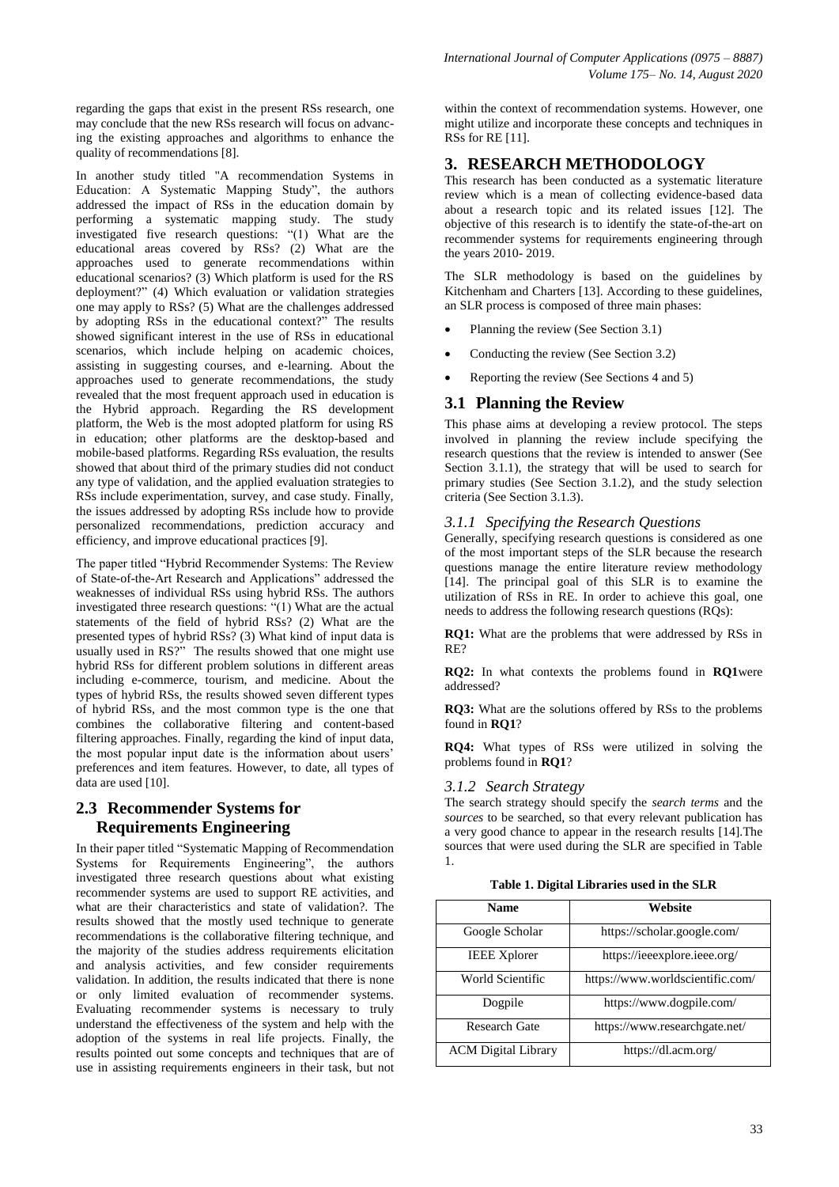regarding the gaps that exist in the present RSs research, one may conclude that the new RSs research will focus on advancing the existing approaches and algorithms to enhance the quality of recommendations [8].

In another study titled "A recommendation Systems in Education: A Systematic Mapping Study", the authors addressed the impact of RSs in the education domain by performing a systematic mapping study. The study investigated five research questions: "(1) What are the educational areas covered by RSs? (2) What are the approaches used to generate recommendations within educational scenarios? (3) Which platform is used for the RS deployment?" (4) Which evaluation or validation strategies one may apply to RSs? (5) What are the challenges addressed by adopting RSs in the educational context?" The results showed significant interest in the use of RSs in educational scenarios, which include helping on academic choices, assisting in suggesting courses, and e-learning. About the approaches used to generate recommendations, the study revealed that the most frequent approach used in education is the Hybrid approach. Regarding the RS development platform, the Web is the most adopted platform for using RS in education; other platforms are the desktop-based and mobile-based platforms. Regarding RSs evaluation, the results showed that about third of the primary studies did not conduct any type of validation, and the applied evaluation strategies to RSs include experimentation, survey, and case study. Finally, the issues addressed by adopting RSs include how to provide personalized recommendations, prediction accuracy and efficiency, and improve educational practices [9].

The paper titled "Hybrid Recommender Systems: The Review of State-of-the-Art Research and Applications" addressed the weaknesses of individual RSs using hybrid RSs. The authors investigated three research questions: "(1) What are the actual statements of the field of hybrid RSs? (2) What are the presented types of hybrid RSs? (3) What kind of input data is usually used in RS?" The results showed that one might use hybrid RSs for different problem solutions in different areas including e-commerce, tourism, and medicine. About the types of hybrid RSs, the results showed seven different types of hybrid RSs, and the most common type is the one that combines the collaborative filtering and content-based filtering approaches. Finally, regarding the kind of input data, the most popular input date is the information about users' preferences and item features. However, to date, all types of data are used [10].

## 2.3 Recommender Systems for Requirements Engineering

In their paper titled "Systematic Mapping of Recommendation Systems for Requirements Engineering", the authors investigated three research questions about what existing recommender systems are used to support RE activities, and what are their characteristics and state of validation?. The results showed that the mostly used technique to generate recommendations is the collaborative filtering technique, and the majority of the studies address requirements elicitation and analysis activities, and few consider requirements validation. In addition, the results indicated that there is none or only limited evaluation of recommender systems. Evaluating recommender systems is necessary to truly understand the effectiveness of the system and help with the adoption of the systems in real life projects. Finally, the results pointed out some concepts and techniques that are of use in assisting requirements engineers in their task, but not within the context of recommendation systems. However, one might utilize and incorporate these concepts and techniques in RSs for RE [11].

# 3. RESEARCH METHODOLOGY

This research has been conducted as a systematic literature review which is a mean of collecting evidence-based data about a research topic and its related issues [12]. The objective of this research is to identify the state-of-the-art on recommender systems for requirements engineering through the years 2010- 2019.

The SLR methodology is based on the guidelines by Kitchenham and Charters [13]. According to these guidelines, an SLR process is composed of three main phases:

- Planning the review (See Section 3.1)
- Conducting the review (See Section 3.2)
- Reporting the review (See Sections 4 and 5)

## 3.1 Planning the Review

This phase aims at developing a review protocol. The steps involved in planning the review include specifying the research questions that the review is intended to answer (See Section 3.1.1), the strategy that will be used to search for primary studies (See Section 3.1.2), and the study selection criteria (See Section 3.1.3).

### *3.1.1 Specifying the Research Questions*

Generally, specifying research questions is considered as one of the most important steps of the SLR because the research questions manage the entire literature review methodology [14]. The principal goal of this SLR is to examine the utilization of RSs in RE. In order to achieve this goal, one needs to address the following research questions (RQs):

**RQ1:** What are the problems that were addressed by RSs in RE?

**RQ2:** In what contexts the problems found in **RQ1**were addressed?

**RQ3:** What are the solutions offered by RSs to the problems found in **RQ1**?

**RQ4:** What types of RSs were utilized in solving the problems found in **RQ1**?

### *3.1.2 Search Strategy*

The search strategy should specify the *search terms* and the *sources* to be searched, so that every relevant publication has a very good chance to appear in the research results [14].The sources that were used during the SLR are specified in Table 1.

**Table 1. Digital Libraries used in the SLR**

| Name | Website |
|---|---|
| Google Scholar | https://scholar.google.com/ |
| IEEE Xplorer | https://ieeexplore.ieee.org/ |
| World Scientific | https://www.worldscientific.com/ |
| Dogpile | https://www.dogpile.com/ |
| Research Gate | https://www.researchgate.net/ |
| ACM Digital Library | https://dl.acm.org/ |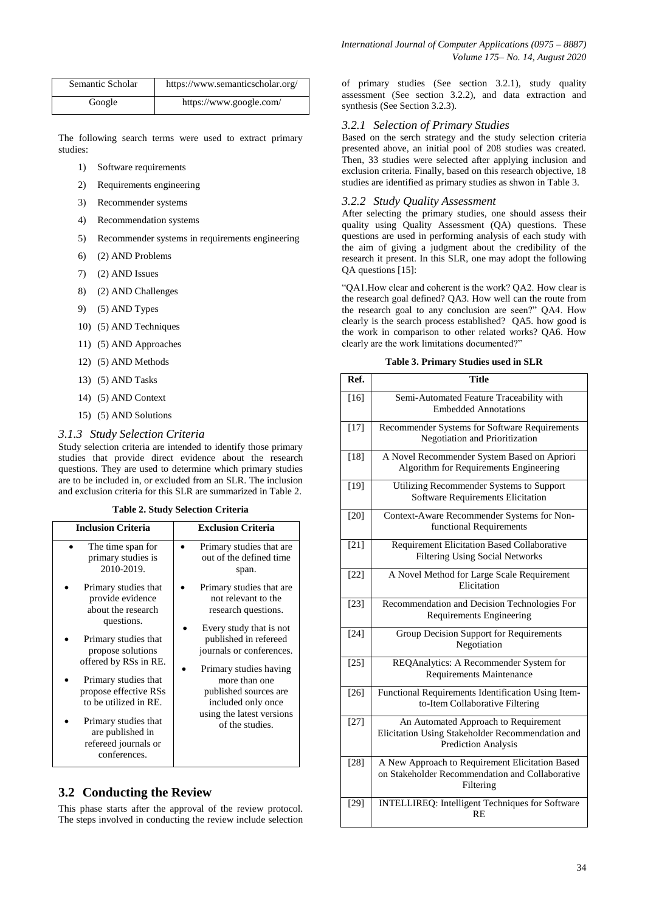| Semantic Scholar | https://www.semanticscholar.org/ |
|---|---|
| Google | https://www.google.com/ |

The following search terms were used to extract primary studies:

1) Software requirements
2) Requirements engineering
3) Recommender systems
4) Recommendation systems
5) Recommender systems in requirements engineering
6) (2) AND Problems
7) (2) AND Issues
8) (2) AND Challenges
9) (5) AND Types
10) (5) AND Techniques
11) (5) AND Approaches
12) (5) AND Methods
13) (5) AND Tasks
14) (5) AND Context
15) (5) AND Solutions

### *3.1.3 Study Selection Criteria*

Study selection criteria are intended to identify those primary studies that provide direct evidence about the research questions. They are used to determine which primary studies are to be included in, or excluded from an SLR. The inclusion and exclusion criteria for this SLR are summarized in Table 2.

**Table 2. Study Selection Criteria**

| Inclusion Criteria | Exclusion Criteria |
|---|---|
| • The time span for primary studies is 2010-2019.<br>• Primary studies that provide evidence about the research questions.<br>• Primary studies that propose solutions offered by RSs in RE.<br>• Primary studies that propose effective RSs to be utilized in RE.<br>• Primary studies that are published in refereed journals or conferences. | • Primary studies that are out of the defined time span.<br>• Primary studies that are not relevant to the research questions.<br>• Every study that is not published in refereed journals or conferences.<br>• Primary studies having more than one published sources are included only once using the latest versions of the studies. |

## 3.2 Conducting the Review

This phase starts after the approval of the review protocol. The steps involved in conducting the review include selection of primary studies (See section 3.2.1), study quality assessment (See section 3.2.2), and data extraction and synthesis (See Section 3.2.3).

### *3.2.1 Selection of Primary Studies*

Based on the serch strategy and the study selection criteria presented above, an initial pool of 208 studies was created. Then, 33 studies were selected after applying inclusion and exclusion criteria. Finally, based on this research objective, 18 studies are identified as primary studies as shwon in Table 3.

### *3.2.2 Study Quality Assessment*

After selecting the primary studies, one should assess their quality using Quality Assessment (QA) questions. These questions are used in performing analysis of each study with the aim of giving a judgment about the credibility of the research it present. In this SLR, one may adopt the following QA questions [15]:

"QA1.How clear and coherent is the work? QA2. How clear is the research goal defined? QA3. How well can the route from the research goal to any conclusion are seen?" QA4. How clearly is the search process established? QA5. how good is the work in comparison to other related works? QA6. How clearly are the work limitations documented?"

**Table 3. Primary Studies used in SLR**

| Ref. | Title |
|---|---|
| [16] | Semi-Automated Feature Traceability with Embedded Annotations |
| [17] | Recommender Systems for Software Requirements Negotiation and Prioritization |
| [18] | A Novel Recommender System Based on Apriori Algorithm for Requirements Engineering |
| [19] | Utilizing Recommender Systems to Support Software Requirements Elicitation |
| [20] | Context-Aware Recommender Systems for Non-functional Requirements |
| [21] | Requirement Elicitation Based Collaborative Filtering Using Social Networks |
| [22] | A Novel Method for Large Scale Requirement Elicitation |
| [23] | Recommendation and Decision Technologies For Requirements Engineering |
| [24] | Group Decision Support for Requirements Negotiation |
| [25] | REQAnalytics: A Recommender System for Requirements Maintenance |
| [26] | Functional Requirements Identification Using Item-to-Item Collaborative Filtering |
| [27] | An Automated Approach to Requirement Elicitation Using Stakeholder Recommendation and Prediction Analysis |
| [28] | A New Approach to Requirement Elicitation Based on Stakeholder Recommendation and Collaborative Filtering |
| [29] | INTELLIREQ: Intelligent Techniques for Software RE |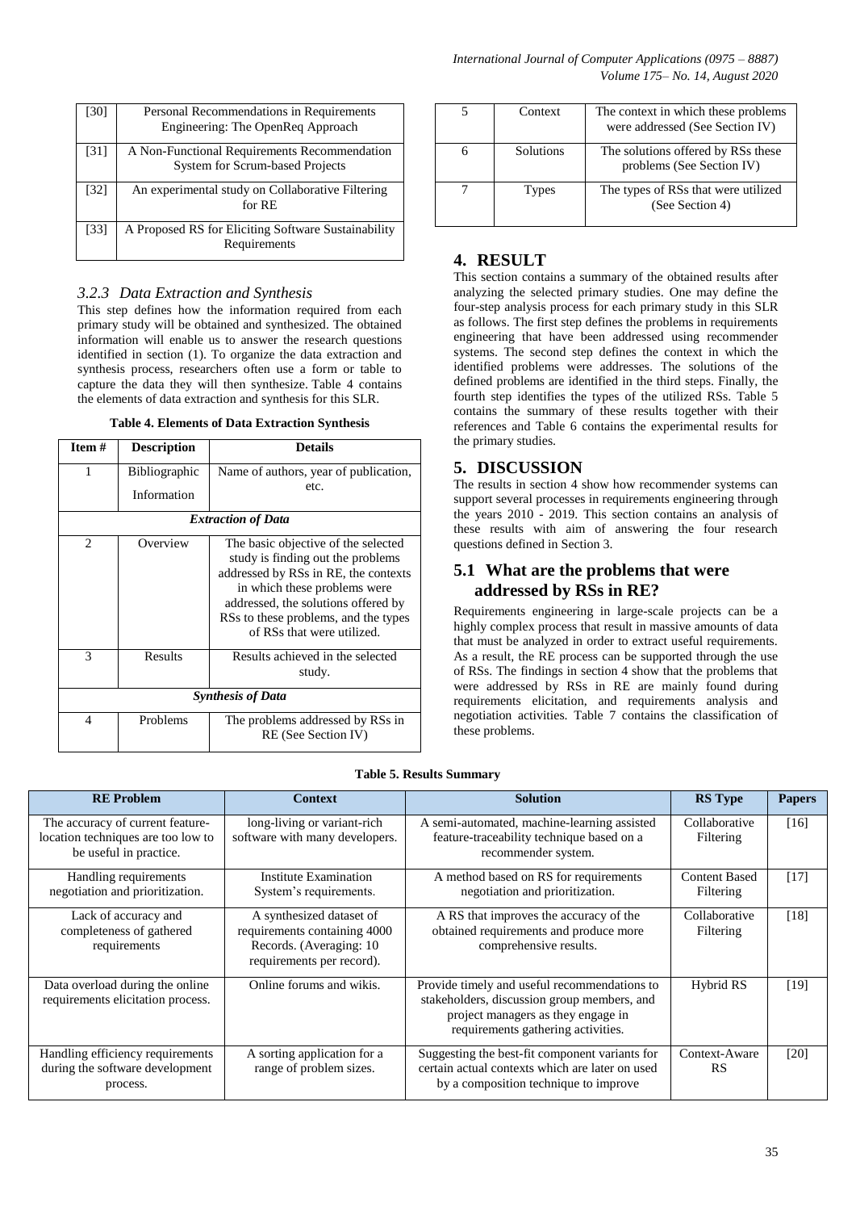| [30] | Personal Recommendations in Requirements Engineering: The OpenReq Approach |
|---|---|
| [31] | A Non-Functional Requirements Recommendation System for Scrum-based Projects |
| [32] | An experimental study on Collaborative Filtering for RE |
| [33] | A Proposed RS for Eliciting Software Sustainability Requirements |

### *3.2.3 Data Extraction and Synthesis*

This step defines how the information required from each primary study will be obtained and synthesized. The obtained information will enable us to answer the research questions identified in section (1). To organize the data extraction and synthesis process, researchers often use a form or table to capture the data they will then synthesize. Table 4 contains the elements of data extraction and synthesis for this SLR.

**Table 4. Elements of Data Extraction Synthesis**

| Item # | Description | Details |
|---|---|---|
| 1 | Bibliographic Information | Name of authors, year of publication, etc. |
| ***Extraction of Data*** | | |
| 2 | Overview | The basic objective of the selected study is finding out the problems addressed by RSs in RE, the contexts in which these problems were addressed, the solutions offered by RSs to these problems, and the types of RSs that were utilized. |
| 3 | Results | Results achieved in the selected study. |
| ***Synthesis of Data*** | | |
| 4 | Problems | The problems addressed by RSs in RE (See Section IV) |
| 5 | Context | The context in which these problems were addressed (See Section IV) |
| 6 | Solutions | The solutions offered by RSs these problems (See Section IV) |
| 7 | Types | The types of RSs that were utilized (See Section 4) |

# 4. RESULT

This section contains a summary of the obtained results after analyzing the selected primary studies. One may define the four-step analysis process for each primary study in this SLR as follows. The first step defines the problems in requirements engineering that have been addressed using recommender systems. The second step defines the context in which the identified problems were addresses. The solutions of the defined problems are identified in the third steps. Finally, the fourth step identifies the types of the utilized RSs. Table 5 contains the summary of these results together with their references and Table 6 contains the experimental results for the primary studies.

# 5. DISCUSSION

The results in section 4 show how recommender systems can support several processes in requirements engineering through the years 2010 - 2019. This section contains an analysis of these results with aim of answering the four research questions defined in Section 3.

## 5.1 What are the problems that were addressed by RSs in RE?

Requirements engineering in large-scale projects can be a highly complex process that result in massive amounts of data that must be analyzed in order to extract useful requirements. As a result, the RE process can be supported through the use of RSs. The findings in section 4 show that the problems that were addressed by RSs in RE are mainly found during requirements elicitation, and requirements analysis and negotiation activities. Table 7 contains the classification of these problems.

**Table 5. Results Summary**

| RE Problem | Context | Solution | RS Type | Papers |
|---|---|---|---|---|
| The accuracy of current feature-location techniques are too low to be useful in practice. | long-living or variant-rich software with many developers. | A semi-automated, machine-learning assisted feature-traceability technique based on a recommender system. | Collaborative Filtering | [16] |
| Handling requirements negotiation and prioritization. | Institute Examination System's requirements. | A method based on RS for requirements negotiation and prioritization. | Content Based Filtering | [17] |
| Lack of accuracy and completeness of gathered requirements | A synthesized dataset of requirements containing 4000 Records. (Averaging: 10 requirements per record). | A RS that improves the accuracy of the obtained requirements and produce more comprehensive results. | Collaborative Filtering | [18] |
| Data overload during the online requirements elicitation process. | Online forums and wikis. | Provide timely and useful recommendations to stakeholders, discussion group members, and project managers as they engage in requirements gathering activities. | Hybrid RS | [19] |
| Handling efficiency requirements during the software development process. | A sorting application for a range of problem sizes. | Suggesting the best-fit component variants for certain actual contexts which are later on used by a composition technique to improve | Context-Aware RS | [20] |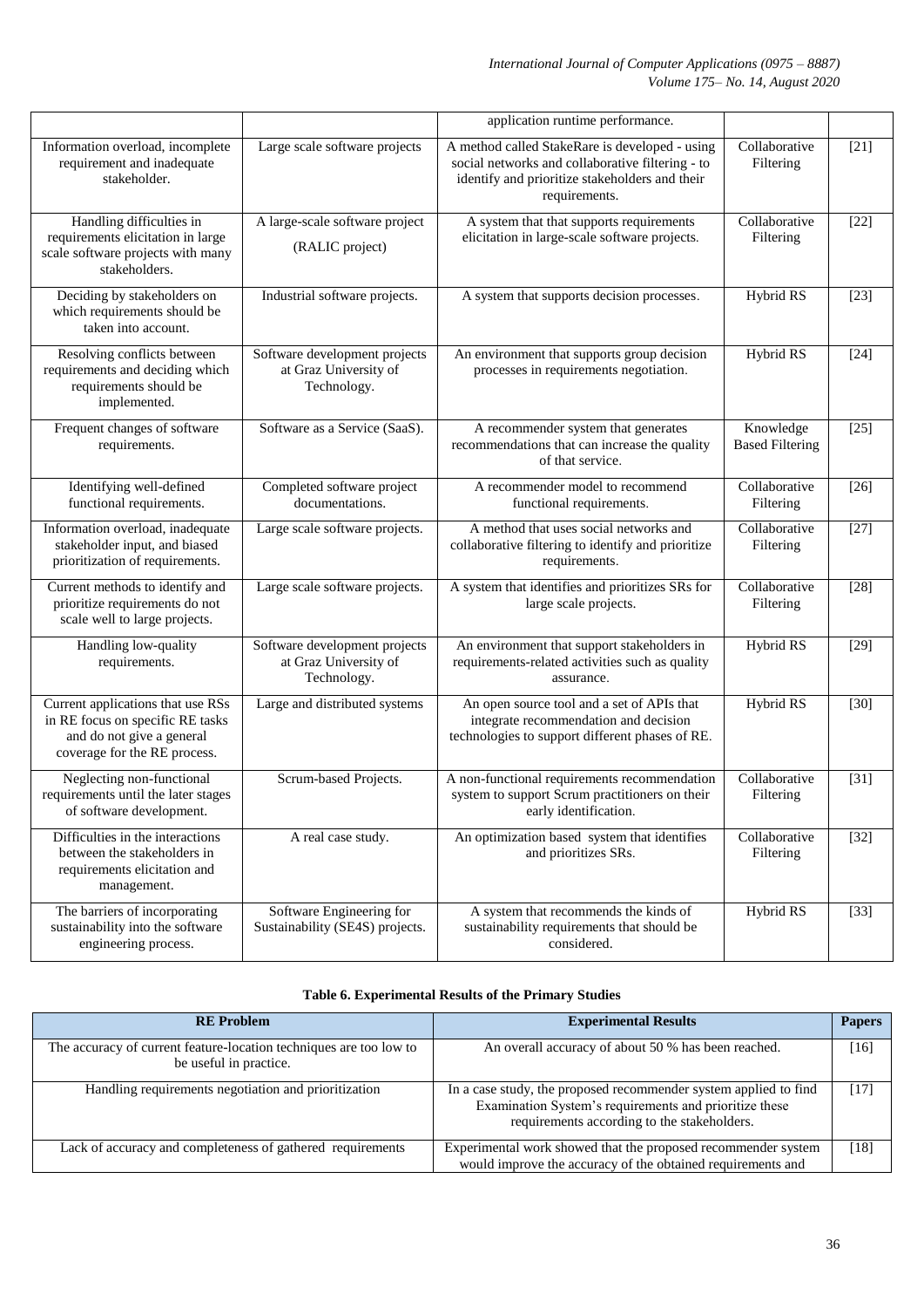|  |  | application runtime performance. |  |  |
|---|---|---|---|---|
| Information overload, incomplete requirement and inadequate stakeholder. | Large scale software projects | A method called StakeRare is developed - using social networks and collaborative filtering - to identify and prioritize stakeholders and their requirements. | Collaborative Filtering | [21] |
| Handling difficulties in requirements elicitation in large scale software projects with many stakeholders. | A large-scale software project (RALIC project) | A system that that supports requirements elicitation in large-scale software projects. | Collaborative Filtering | [22] |
| Deciding by stakeholders on which requirements should be taken into account. | Industrial software projects. | A system that supports decision processes. | Hybrid RS | [23] |
| Resolving conflicts between requirements and deciding which requirements should be implemented. | Software development projects at Graz University of Technology. | An environment that supports group decision processes in requirements negotiation. | Hybrid RS | [24] |
| Frequent changes of software requirements. | Software as a Service (SaaS). | A recommender system that generates recommendations that can increase the quality of that service. | Knowledge Based Filtering | [25] |
| Identifying well-defined functional requirements. | Completed software project documentations. | A recommender model to recommend functional requirements. | Collaborative Filtering | [26] |
| Information overload, inadequate stakeholder input, and biased prioritization of requirements. | Large scale software projects. | A method that uses social networks and collaborative filtering to identify and prioritize requirements. | Collaborative Filtering | [27] |
| Current methods to identify and prioritize requirements do not scale well to large projects. | Large scale software projects. | A system that identifies and prioritizes SRs for large scale projects. | Collaborative Filtering | [28] |
| Handling low-quality requirements. | Software development projects at Graz University of Technology. | An environment that support stakeholders in requirements-related activities such as quality assurance. | Hybrid RS | [29] |
| Current applications that use RSs in RE focus on specific RE tasks and do not give a general coverage for the RE process. | Large and distributed systems | An open source tool and a set of APIs that integrate recommendation and decision technologies to support different phases of RE. | Hybrid RS | [30] |
| Neglecting non-functional requirements until the later stages of software development. | Scrum-based Projects. | A non-functional requirements recommendation system to support Scrum practitioners on their early identification. | Collaborative Filtering | [31] |
| Difficulties in the interactions between the stakeholders in requirements elicitation and management. | A real case study. | An optimization based system that identifies and prioritizes SRs. | Collaborative Filtering | [32] |
| The barriers of incorporating sustainability into the software engineering process. | Software Engineering for Sustainability (SE4S) projects. | A system that recommends the kinds of sustainability requirements that should be considered. | Hybrid RS | [33] |

**Table 6. Experimental Results of the Primary Studies**

| RE Problem | Experimental Results | Papers |
|---|---|---|
| The accuracy of current feature-location techniques are too low to be useful in practice. | An overall accuracy of about 50 % has been reached. | [16] |
| Handling requirements negotiation and prioritization | In a case study, the proposed recommender system applied to find Examination System's requirements and prioritize these requirements according to the stakeholders. | [17] |
| Lack of accuracy and completeness of gathered requirements | Experimental work showed that the proposed recommender system would improve the accuracy of the obtained requirements and | [18] |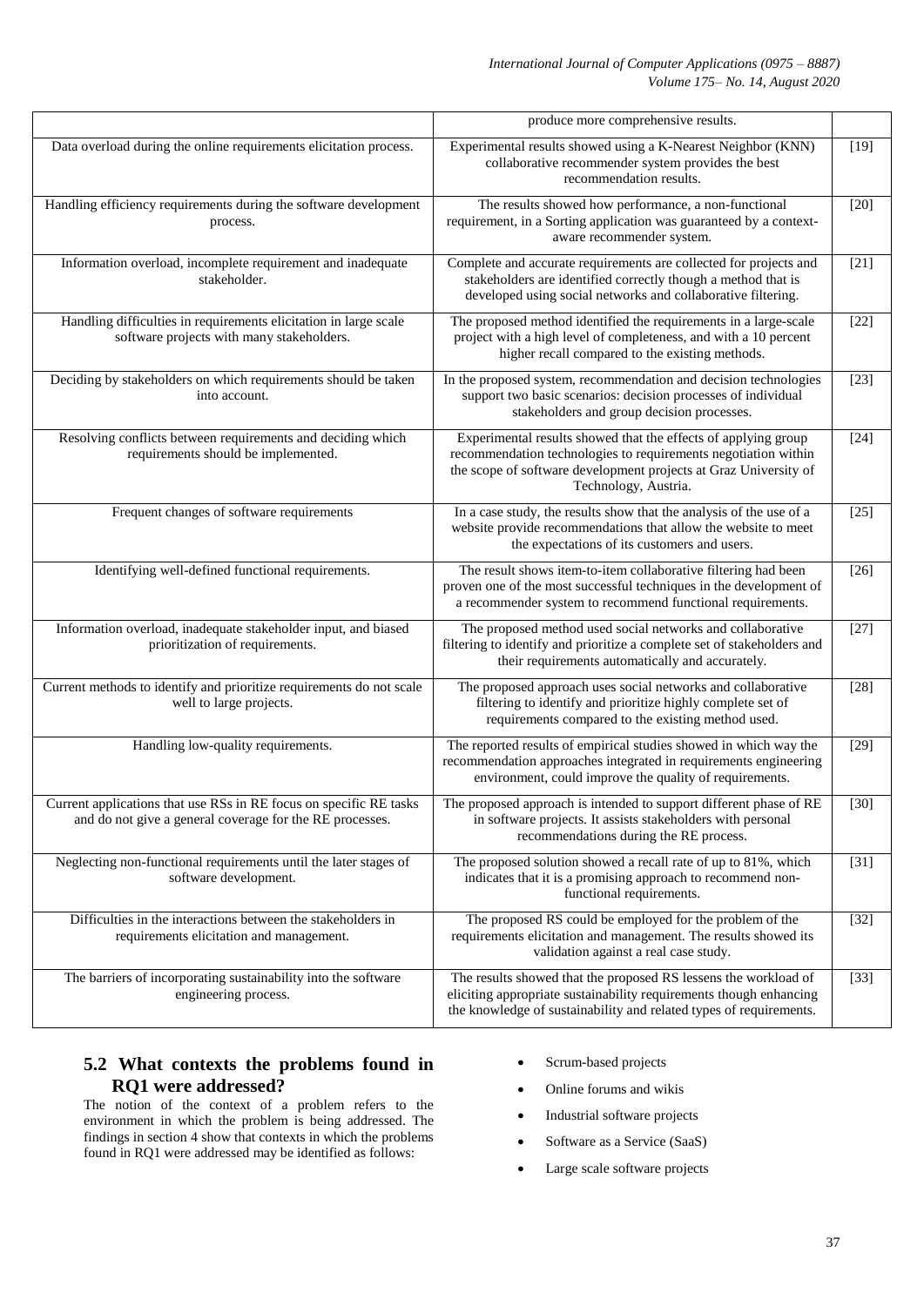| | | |
|---|---|---|
| | produce more comprehensive results. | |
| Data overload during the online requirements elicitation process. | Experimental results showed using a K-Nearest Neighbor (KNN) collaborative recommender system provides the best recommendation results. | [19] |
| Handling efficiency requirements during the software development process. | The results showed how performance, a non-functional requirement, in a Sorting application was guaranteed by a context-aware recommender system. | [20] |
| Information overload, incomplete requirement and inadequate stakeholder. | Complete and accurate requirements are collected for projects and stakeholders are identified correctly though a method that is developed using social networks and collaborative filtering. | [21] |
| Handling difficulties in requirements elicitation in large scale software projects with many stakeholders. | The proposed method identified the requirements in a large-scale project with a high level of completeness, and with a 10 percent higher recall compared to the existing methods. | [22] |
| Deciding by stakeholders on which requirements should be taken into account. | In the proposed system, recommendation and decision technologies support two basic scenarios: decision processes of individual stakeholders and group decision processes. | [23] |
| Resolving conflicts between requirements and deciding which requirements should be implemented. | Experimental results showed that the effects of applying group recommendation technologies to requirements negotiation within the scope of software development projects at Graz University of Technology, Austria. | [24] |
| Frequent changes of software requirements | In a case study, the results show that the analysis of the use of a website provide recommendations that allow the website to meet the expectations of its customers and users. | [25] |
| Identifying well-defined functional requirements. | The result shows item-to-item collaborative filtering had been proven one of the most successful techniques in the development of a recommender system to recommend functional requirements. | [26] |
| Information overload, inadequate stakeholder input, and biased prioritization of requirements. | The proposed method used social networks and collaborative filtering to identify and prioritize a complete set of stakeholders and their requirements automatically and accurately. | [27] |
| Current methods to identify and prioritize requirements do not scale well to large projects. | The proposed approach uses social networks and collaborative filtering to identify and prioritize highly complete set of requirements compared to the existing method used. | [28] |
| Handling low-quality requirements. | The reported results of empirical studies showed in which way the recommendation approaches integrated in requirements engineering environment, could improve the quality of requirements. | [29] |
| Current applications that use RSs in RE focus on specific RE tasks and do not give a general coverage for the RE processes. | The proposed approach is intended to support different phase of RE in software projects. It assists stakeholders with personal recommendations during the RE process. | [30] |
| Neglecting non-functional requirements until the later stages of software development. | The proposed solution showed a recall rate of up to 81%, which indicates that it is a promising approach to recommend non-functional requirements. | [31] |
| Difficulties in the interactions between the stakeholders in requirements elicitation and management. | The proposed RS could be employed for the problem of the requirements elicitation and management. The results showed its validation against a real case study. | [32] |
| The barriers of incorporating sustainability into the software engineering process. | The results showed that the proposed RS lessens the workload of eliciting appropriate sustainability requirements though enhancing the knowledge of sustainability and related types of requirements. | [33] |

## 5.2 What contexts the problems found in RQ1 were addressed?

The notion of the context of a problem refers to the environment in which the problem is being addressed. The findings in section 4 show that contexts in which the problems found in RQ1 were addressed may be identified as follows:

- Scrum-based projects
- Online forums and wikis
- Industrial software projects
- Software as a Service (SaaS)
- Large scale software projects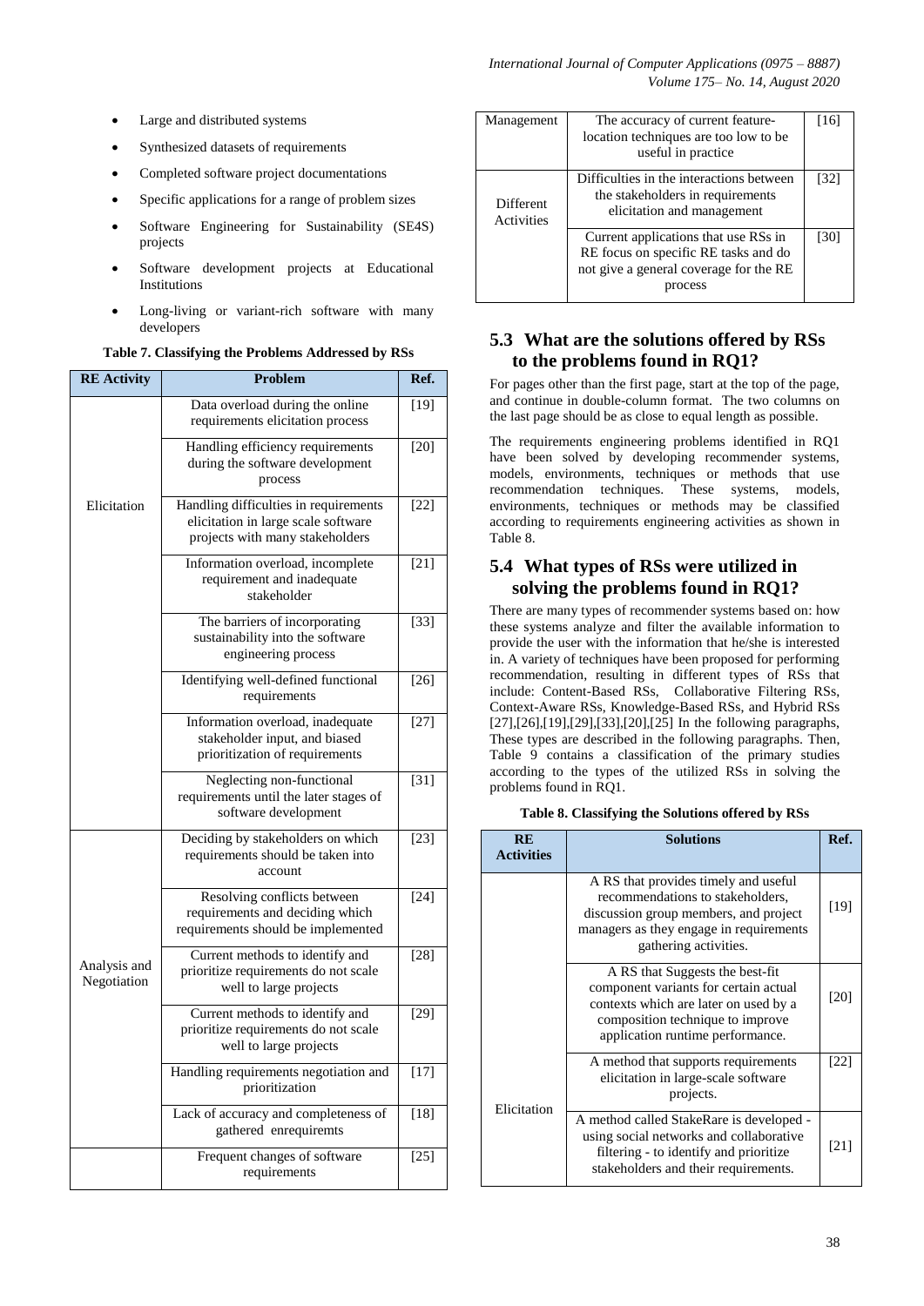- Large and distributed systems
- Synthesized datasets of requirements
- Completed software project documentations
- Specific applications for a range of problem sizes
- Software Engineering for Sustainability (SE4S) projects
- Software development projects at Educational Institutions
- Long-living or variant-rich software with many developers

**Table 7. Classifying the Problems Addressed by RSs**

| RE Activity | Problem | Ref. |
|---|---|---|
| Elicitation | Data overload during the online requirements elicitation process | [19] |
| | Handling efficiency requirements during the software development process | [20] |
| | Handling difficulties in requirements elicitation in large scale software projects with many stakeholders | [22] |
| | Information overload, incomplete requirement and inadequate stakeholder | [21] |
| | The barriers of incorporating sustainability into the software engineering process | [33] |
| | Identifying well-defined functional requirements | [26] |
| | Information overload, inadequate stakeholder input, and biased prioritization of requirements | [27] |
| | Neglecting non-functional requirements until the later stages of software development | [31] |
| Analysis and Negotiation | Deciding by stakeholders on which requirements should be taken into account | [23] |
| | Resolving conflicts between requirements and deciding which requirements should be implemented | [24] |
| | Current methods to identify and prioritize requirements do not scale well to large projects | [28] |
| | Current methods to identify and prioritize requirements do not scale well to large projects | [29] |
| | Handling requirements negotiation and prioritization | [17] |
| | Lack of accuracy and completeness of gathered enrequiremts | [18] |
| | Frequent changes of software requirements | [25] |
| Management | The accuracy of current feature-location techniques are too low to be useful in practice | [16] |
| Different Activities | Difficulties in the interactions between the stakeholders in requirements elicitation and management | [32] |
| | Current applications that use RSs in RE focus on specific RE tasks and do not give a general coverage for the RE process | [30] |

## 5.3 What are the solutions offered by RSs to the problems found in RQ1?

For pages other than the first page, start at the top of the page, and continue in double-column format. The two columns on the last page should be as close to equal length as possible.

The requirements engineering problems identified in RQ1 have been solved by developing recommender systems, models, environments, techniques or methods that use recommendation techniques. These systems, models, environments, techniques or methods may be classified according to requirements engineering activities as shown in Table 8.

## 5.4 What types of RSs were utilized in solving the problems found in RQ1?

There are many types of recommender systems based on: how these systems analyze and filter the available information to provide the user with the information that he/she is interested in. A variety of techniques have been proposed for performing recommendation, resulting in different types of RSs that include: Content-Based RSs, Collaborative Filtering RSs, Context-Aware RSs, Knowledge-Based RSs, and Hybrid RSs [27],[26],[19],[29],[33],[20],[25] In the following paragraphs, These types are described in the following paragraphs. Then, Table 9 contains a classification of the primary studies according to the types of the utilized RSs in solving the problems found in RQ1.

**Table 8. Classifying the Solutions offered by RSs**

| RE Activities | Solutions | Ref. |
|---|---|---|
| Elicitation | A RS that provides timely and useful recommendations to stakeholders, discussion group members, and project managers as they engage in requirements gathering activities. | [19] |
| | A RS that Suggests the best-fit component variants for certain actual contexts which are later on used by a composition technique to improve application runtime performance. | [20] |
| | A method that supports requirements elicitation in large-scale software projects. | [22] |
| | A method called StakeRare is developed - using social networks and collaborative filtering - to identify and prioritize stakeholders and their requirements. | [21] |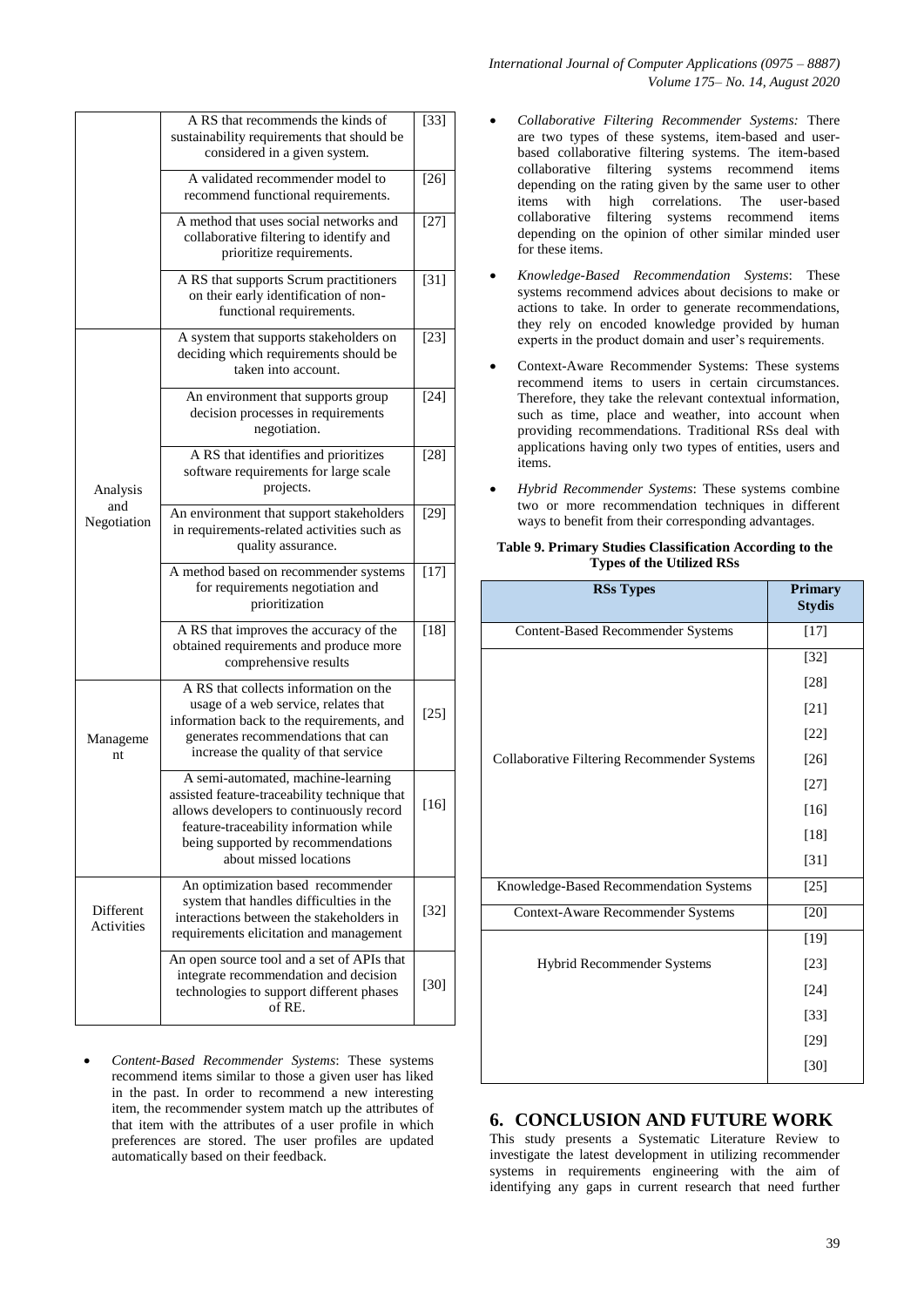| | | |
|---|---|---|
| | A RS that recommends the kinds of sustainability requirements that should be considered in a given system. | [33] |
| | A validated recommender model to recommend functional requirements. | [26] |
| | A method that uses social networks and collaborative filtering to identify and prioritize requirements. | [27] |
| | A RS that supports Scrum practitioners on their early identification of non-functional requirements. | [31] |
| Analysis and Negotiation | A system that supports stakeholders on deciding which requirements should be taken into account. | [23] |
| | An environment that supports group decision processes in requirements negotiation. | [24] |
| | A RS that identifies and prioritizes software requirements for large scale projects. | [28] |
| | An environment that support stakeholders in requirements-related activities such as quality assurance. | [29] |
| | A method based on recommender systems for requirements negotiation and prioritization | [17] |
| | A RS that improves the accuracy of the obtained requirements and produce more comprehensive results | [18] |
| Manageme nt | A RS that collects information on the usage of a web service, relates that information back to the requirements, and generates recommendations that can increase the quality of that service | [25] |
| | A semi-automated, machine-learning assisted feature-traceability technique that allows developers to continuously record feature-traceability information while being supported by recommendations about missed locations | [16] |
| Different Activities | An optimization based recommender system that handles difficulties in the interactions between the stakeholders in requirements elicitation and management | [32] |
| | An open source tool and a set of APIs that integrate recommendation and decision technologies to support different phases of RE. | [30] |

- *Content-Based Recommender Systems*: These systems recommend items similar to those a given user has liked in the past. In order to recommend a new interesting item, the recommender system match up the attributes of that item with the attributes of a user profile in which preferences are stored. The user profiles are updated automatically based on their feedback.
- *Collaborative Filtering Recommender Systems:* There are two types of these systems, item-based and user-based collaborative filtering systems. The item-based collaborative filtering systems recommend items depending on the rating given by the same user to other items with high correlations. The user-based collaborative filtering systems recommend items depending on the opinion of other similar minded user for these items.
- *Knowledge-Based Recommendation Systems*: These systems recommend advices about decisions to make or actions to take. In order to generate recommendations, they rely on encoded knowledge provided by human experts in the product domain and user's requirements.
- Context-Aware Recommender Systems: These systems recommend items to users in certain circumstances. Therefore, they take the relevant contextual information, such as time, place and weather, into account when providing recommendations. Traditional RSs deal with applications having only two types of entities, users and items.
- *Hybrid Recommender Systems*: These systems combine two or more recommendation techniques in different ways to benefit from their corresponding advantages.

**Table 9. Primary Studies Classification According to the Types of the Utilized RSs**

| RSs Types | Primary Stydis |
|---|---|
| Content-Based Recommender Systems | [17] |
| Collaborative Filtering Recommender Systems | [32] |
| | [28] |
| | [21] |
| | [22] |
| | [26] |
| | [27] |
| | [16] |
| | [18] |
| | [31] |
| Knowledge-Based Recommendation Systems | [25] |
| Context-Aware Recommender Systems | [20] |
| Hybrid Recommender Systems | [19] |
| | [23] |
| | [24] |
| | [33] |
| | [29] |
| | [30] |

## 6. CONCLUSION AND FUTURE WORK

This study presents a Systematic Literature Review to investigate the latest development in utilizing recommender systems in requirements engineering with the aim of identifying any gaps in current research that need further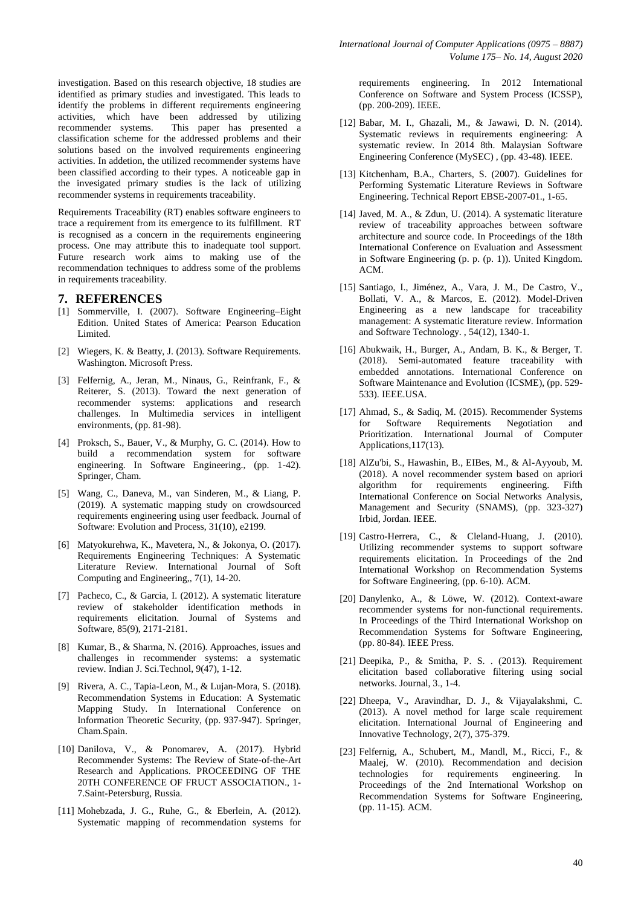investigation. Based on this research objective, 18 studies are identified as primary studies and investigated. This leads to identify the problems in different requirements engineering activities, which have been addressed by utilizing recommender systems. This paper has presented a classification scheme for the addressed problems and their solutions based on the involved requirements engineering activities. In addetion, the utilized recommender systems have been classified according to their types. A noticeable gap in the invesigated primary studies is the lack of utilizing recommender systems in requirements traceability.

Requirements Traceability (RT) enables software engineers to trace a requirement from its emergence to its fulfillment. RT is recognised as a concern in the requirements engineering process. One may attribute this to inadequate tool support. Future research work aims to making use of the recommendation techniques to address some of the problems in requirements traceability.

## 7. REFERENCES

[1] Sommerville, I. (2007). Software Engineering–Eight Edition. United States of America: Pearson Education Limited.

[2] Wiegers, K. & Beatty, J. (2013). Software Requirements. Washington. Microsoft Press.

[3] Felfernig, A., Jeran, M., Ninaus, G., Reinfrank, F., & Reiterer, S. (2013). Toward the next generation of recommender systems: applications and research challenges. In Multimedia services in intelligent environments, (pp. 81-98).

[4] Proksch, S., Bauer, V., & Murphy, G. C. (2014). How to build a recommendation system for software engineering. In Software Engineering., (pp. 1-42). Springer, Cham.

[5] Wang, C., Daneva, M., van Sinderen, M., & Liang, P. (2019). A systematic mapping study on crowdsourced requirements engineering using user feedback. Journal of Software: Evolution and Process, 31(10), e2199.

[6] Matyokurehwa, K., Mavetera, N., & Jokonya, O. (2017). Requirements Engineering Techniques: A Systematic Literature Review. International Journal of Soft Computing and Engineering,, 7(1), 14-20.

[7] Pacheco, C., & Garcia, I. (2012). A systematic literature review of stakeholder identification methods in requirements elicitation. Journal of Systems and Software, 85(9), 2171-2181.

[8] Kumar, B., & Sharma, N. (2016). Approaches, issues and challenges in recommender systems: a systematic review. Indian J. Sci.Technol, 9(47), 1-12.

[9] Rivera, A. C., Tapia-Leon, M., & Lujan-Mora, S. (2018). Recommendation Systems in Education: A Systematic Mapping Study. In International Conference on Information Theoretic Security, (pp. 937-947). Springer, Cham.Spain.

[10] Danilova, V., & Ponomarev, A. (2017). Hybrid Recommender Systems: The Review of State-of-the-Art Research and Applications. PROCEEDING OF THE 20TH CONFERENCE OF FRUCT ASSOCIATION., 1-7.Saint-Petersburg, Russia.

[11] Mohebzada, J. G., Ruhe, G., & Eberlein, A. (2012). Systematic mapping of recommendation systems for requirements engineering. In 2012 International Conference on Software and System Process (ICSSP), (pp. 200-209). IEEE.

[12] Babar, M. I., Ghazali, M., & Jawawi, D. N. (2014). Systematic reviews in requirements engineering: A systematic review. In 2014 8th. Malaysian Software Engineering Conference (MySEC) , (pp. 43-48). IEEE.

[13] Kitchenham, B.A., Charters, S. (2007). Guidelines for Performing Systematic Literature Reviews in Software Engineering. Technical Report EBSE-2007-01., 1-65.

[14] Javed, M. A., & Zdun, U. (2014). A systematic literature review of traceability approaches between software architecture and source code. In Proceedings of the 18th International Conference on Evaluation and Assessment in Software Engineering (p. p. (p. 1)). United Kingdom. ACM.

[15] Santiago, I., Jiménez, A., Vara, J. M., De Castro, V., Bollati, V. A., & Marcos, E. (2012). Model-Driven Engineering as a new landscape for traceability management: A systematic literature review. Information and Software Technology. , 54(12), 1340-1.

[16] Abukwaik, H., Burger, A., Andam, B. K., & Berger, T. (2018). Semi-automated feature traceability with embedded annotations. International Conference on Software Maintenance and Evolution (ICSME), (pp. 529-533). IEEE.USA.

[17] Ahmad, S., & Sadiq, M. (2015). Recommender Systems for Software Requirements Negotiation and Prioritization. International Journal of Computer Applications,117(13).

[18] AlZu'bi, S., Hawashin, B., EIBes, M., & Al-Ayyoub, M. (2018). A novel recommender system based on apriori algorithm for requirements engineering. Fifth International Conference on Social Networks Analysis, Management and Security (SNAMS), (pp. 323-327) Irbid, Jordan. IEEE.

[19] Castro-Herrera, C., & Cleland-Huang, J. (2010). Utilizing recommender systems to support software requirements elicitation. In Proceedings of the 2nd International Workshop on Recommendation Systems for Software Engineering, (pp. 6-10). ACM.

[20] Danylenko, A., & Löwe, W. (2012). Context-aware recommender systems for non-functional requirements. In Proceedings of the Third International Workshop on Recommendation Systems for Software Engineering, (pp. 80-84). IEEE Press.

[21] Deepika, P., & Smitha, P. S. . (2013). Requirement elicitation based collaborative filtering using social networks. Journal, 3., 1-4.

[22] Dheepa, V., Aravindhar, D. J., & Vijayalakshmi, C. (2013). A novel method for large scale requirement elicitation. International Journal of Engineering and Innovative Technology, 2(7), 375-379.

[23] Felfernig, A., Schubert, M., Mandl, M., Ricci, F., & Maalej, W. (2010). Recommendation and decision technologies for requirements engineering. In Proceedings of the 2nd International Workshop on Recommendation Systems for Software Engineering, (pp. 11-15). ACM.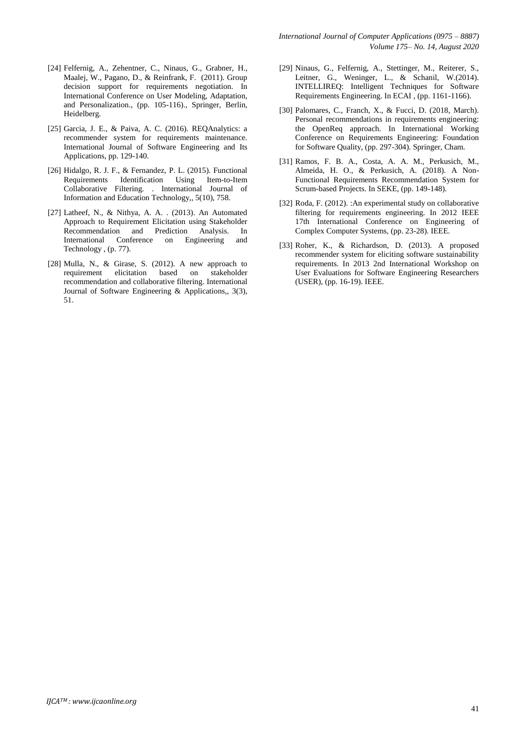[24] Felfernig, A., Zehentner, C., Ninaus, G., Grabner, H., Maalej, W., Pagano, D., & Reinfrank, F. (2011). Group decision support for requirements negotiation. In International Conference on User Modeling, Adaptation, and Personalization., (pp. 105-116)., Springer, Berlin, Heidelberg.

[25] Garcia, J. E., & Paiva, A. C. (2016). REQAnalytics: a recommender system for requirements maintenance. International Journal of Software Engineering and Its Applications, pp. 129-140.

[26] Hidalgo, R. J. F., & Fernandez, P. L. (2015). Functional Requirements Identification Using Item-to-Item Collaborative Filtering. . International Journal of Information and Education Technology,, 5(10), 758.

[27] Latheef, N., & Nithya, A. A. . (2013). An Automated Approach to Requirement Elicitation using Stakeholder Recommendation and Prediction Analysis. In International Conference on Engineering and Technology , (p. 77).

[28] Mulla, N., & Girase, S. (2012). A new approach to requirement elicitation based on stakeholder recommendation and collaborative filtering. International Journal of Software Engineering & Applications,, 3(3), 51.

[29] Ninaus, G., Felfernig, A., Stettinger, M., Reiterer, S., Leitner, G., Weninger, L., & Schanil, W.(2014). INTELLIREQ: Intelligent Techniques for Software Requirements Engineering. In ECAI , (pp. 1161-1166).

[30] Palomares, C., Franch, X., & Fucci, D. (2018, March). Personal recommendations in requirements engineering: the OpenReq approach. In International Working Conference on Requirements Engineering: Foundation for Software Quality, (pp. 297-304). Springer, Cham.

[31] Ramos, F. B. A., Costa, A. A. M., Perkusich, M., Almeida, H. O., & Perkusich, A. (2018). A Non-Functional Requirements Recommendation System for Scrum-based Projects. In SEKE, (pp. 149-148).

[32] Roda, F. (2012). :An experimental study on collaborative filtering for requirements engineering. In 2012 IEEE 17th International Conference on Engineering of Complex Computer Systems, (pp. 23-28). IEEE.

[33] Roher, K., & Richardson, D. (2013). A proposed recommender system for eliciting software sustainability requirements. In 2013 2nd International Workshop on User Evaluations for Software Engineering Researchers (USER), (pp. 16-19). IEEE.